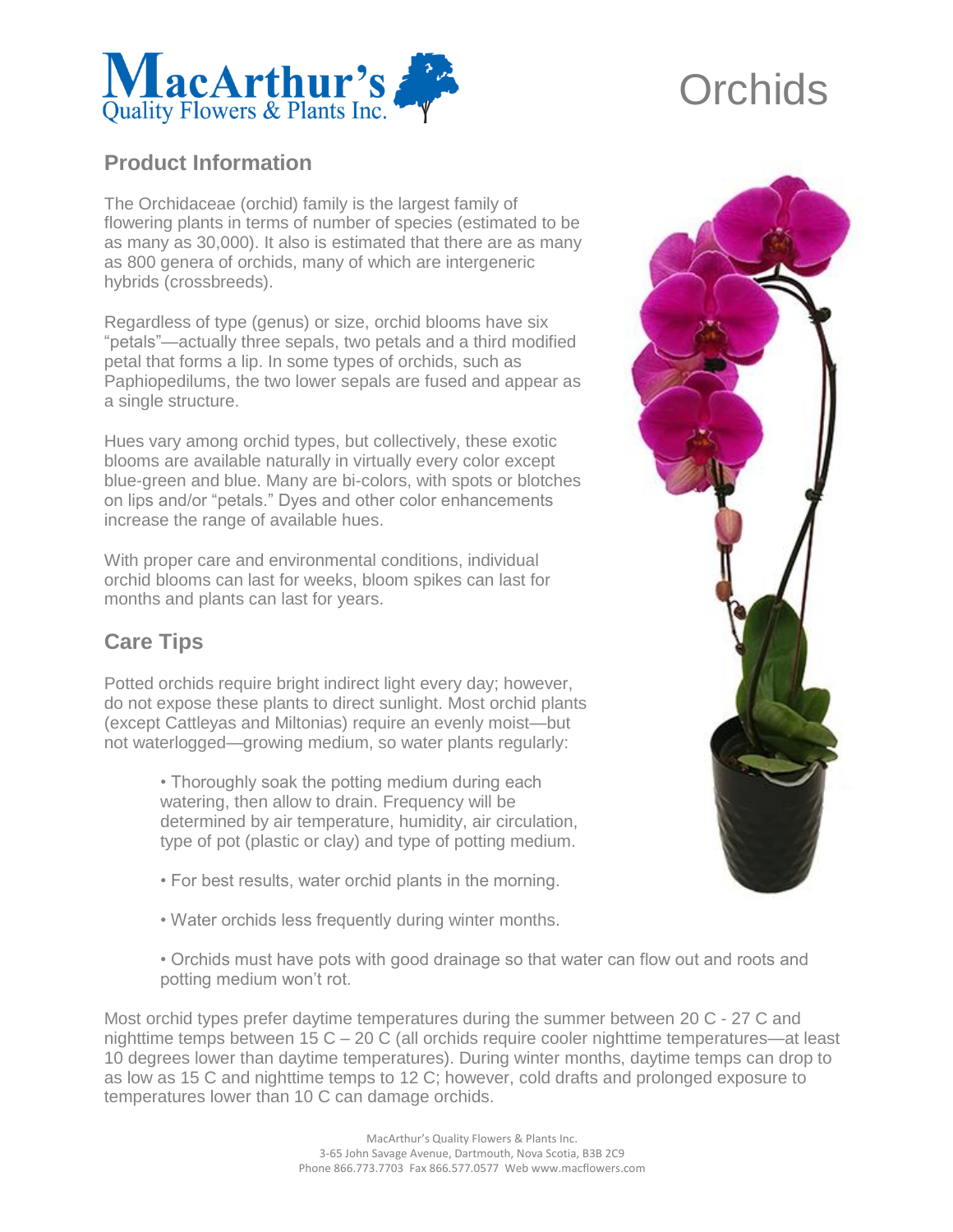# Orchids

## Product Information

The Orchidaceae (orchid) family is the largest family of flowering plants in terms of number of species (estimated to be as many as 30,000). It also is estimated that there are as many as 800 genera of orchids, many of which are intergeneric hybrids (crossbreeds).

Regardless of type (genus) or size, orchid blooms have six "petals"—actually three sepals, two petals and a third modified petal that forms a lip. In some types of orchids, such as Paphiopedilums, the two lower sepals are fused and appear as a single structure.

Hues vary among orchid types, but collectively, these exotic blooms are available naturally in virtually every color except blue-green and blue. Many are bi-colors, with spots or blotches on lips and/or "petals." Dyes and other color enhancements increase the range of available hues.

With proper care and environmental conditions, individual orchid blooms can last for weeks, bloom spikes can last for months and plants can last for years.

## Care Tips

Potted orchids require bright indirect light every day; however, do not expose these plants to direct sunlight. Most orchid plants (except Cattleyas and Miltonias) require an evenly moist—but not waterlogged—growing medium, so water plants regularly:

- Thoroughly soak the potting medium during each watering, then allow to drain. Frequency will be determined by air temperature, humidity, air circulation, type of pot (plastic or clay) and type of potting medium.
- For best results, water orchid plants in the morning.
- Water orchids less frequently during winter months.
- Orchids must have pots with good drainage so that water can flow out and roots and potting medium won't rot.

Most orchid types prefer daytime temperatures during the summer between 20 C - 27 C and nighttime temps between 15 C – 20 C (all orchids require cooler nighttime temperatures—at least 10 degrees lower than daytime temperatures). During winter months, daytime temps can drop to as low as 15 C and nighttime temps to 12 C; however, cold drafts and prolonged exposure to temperatures lower than 10 C can damage orchids.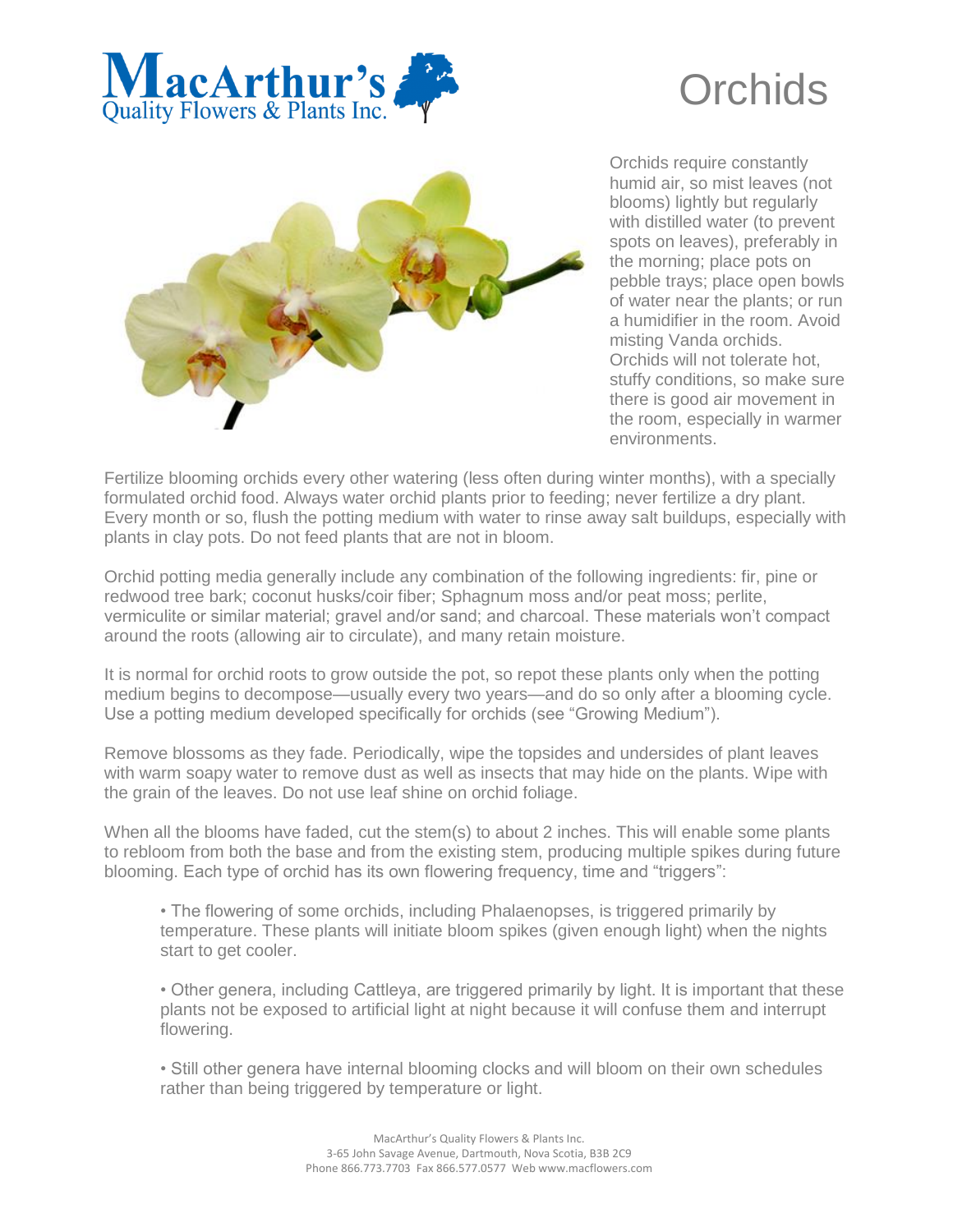# Orchids

Orchids require constantly humid air, so mist leaves (not blooms) lightly but regularly with distilled water (to prevent spots on leaves), preferably in the morning; place pots on pebble trays; place open bowls of water near the plants; or run a humidifier in the room. Avoid misting Vanda orchids. Orchids will not tolerate hot, stuffy conditions, so make sure there is good air movement in the room, especially in warmer environments.

Fertilize blooming orchids every other watering (less often during winter months), with a specially formulated orchid food. Always water orchid plants prior to feeding; never fertilize a dry plant. Every month or so, flush the potting medium with water to rinse away salt buildups, especially with plants in clay pots. Do not feed plants that are not in bloom.

Orchid potting media generally include any combination of the following ingredients: fir, pine or redwood tree bark; coconut husks/coir fiber; Sphagnum moss and/or peat moss; perlite, vermiculite or similar material; gravel and/or sand; and charcoal. These materials won't compact around the roots (allowing air to circulate), and many retain moisture.

It is normal for orchid roots to grow outside the pot, so repot these plants only when the potting medium begins to decompose—usually every two years—and do so only after a blooming cycle. Use a potting medium developed specifically for orchids (see "Growing Medium").

Remove blossoms as they fade. Periodically, wipe the topsides and undersides of plant leaves with warm soapy water to remove dust as well as insects that may hide on the plants. Wipe with the grain of the leaves. Do not use leaf shine on orchid foliage.

When all the blooms have faded, cut the stem(s) to about 2 inches. This will enable some plants to rebloom from both the base and from the existing stem, producing multiple spikes during future blooming. Each type of orchid has its own flowering frequency, time and "triggers":

- The flowering of some orchids, including Phalaenopses, is triggered primarily by temperature. These plants will initiate bloom spikes (given enough light) when the nights start to get cooler.

- Other genera, including Cattleya, are triggered primarily by light. It is important that these plants not be exposed to artificial light at night because it will confuse them and interrupt flowering.

- Still other genera have internal blooming clocks and will bloom on their own schedules rather than being triggered by temperature or light.

MacArthur's Quality Flowers & Plants Inc.
3-65 John Savage Avenue, Dartmouth, Nova Scotia, B3B 2C9
Phone 866.773.7703 Fax 866.577.0577 Web www.macflowers.com